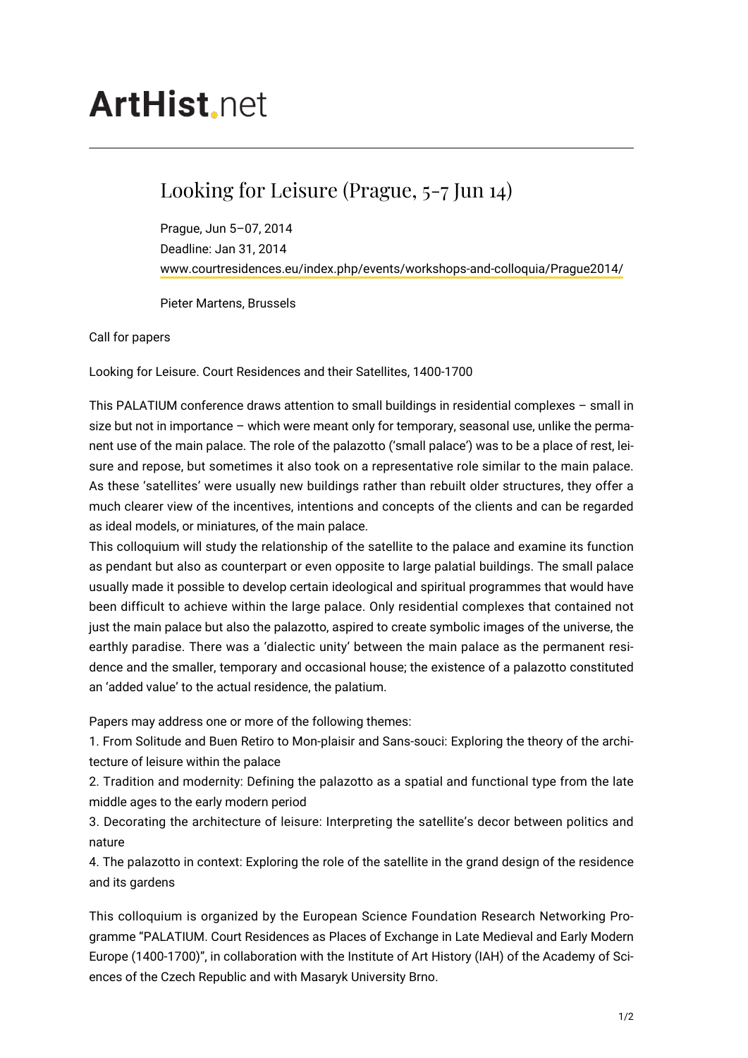ArtHist.net

# Looking for Leisure (Prague, 5-7 Jun 14)

Prague, Jun 5–07, 2014
Deadline: Jan 31, 2014
www.courtresidences.eu/index.php/events/workshops-and-colloquia/Prague2014/

Pieter Martens, Brussels

Call for papers

Looking for Leisure. Court Residences and their Satellites, 1400-1700

This PALATIUM conference draws attention to small buildings in residential complexes – small in size but not in importance – which were meant only for temporary, seasonal use, unlike the permanent use of the main palace. The role of the palazotto ('small palace') was to be a place of rest, leisure and repose, but sometimes it also took on a representative role similar to the main palace. As these 'satellites' were usually new buildings rather than rebuilt older structures, they offer a much clearer view of the incentives, intentions and concepts of the clients and can be regarded as ideal models, or miniatures, of the main palace.
This colloquium will study the relationship of the satellite to the palace and examine its function as pendant but also as counterpart or even opposite to large palatial buildings. The small palace usually made it possible to develop certain ideological and spiritual programmes that would have been difficult to achieve within the large palace. Only residential complexes that contained not just the main palace but also the palazotto, aspired to create symbolic images of the universe, the earthly paradise. There was a 'dialectic unity' between the main palace as the permanent residence and the smaller, temporary and occasional house; the existence of a palazotto constituted an 'added value' to the actual residence, the palatium.

Papers may address one or more of the following themes:
1. From Solitude and Buen Retiro to Mon-plaisir and Sans-souci: Exploring the theory of the architecture of leisure within the palace
2. Tradition and modernity: Defining the palazotto as a spatial and functional type from the late middle ages to the early modern period
3. Decorating the architecture of leisure: Interpreting the satellite's decor between politics and nature
4. The palazotto in context: Exploring the role of the satellite in the grand design of the residence and its gardens

This colloquium is organized by the European Science Foundation Research Networking Programme "PALATIUM. Court Residences as Places of Exchange in Late Medieval and Early Modern Europe (1400-1700)", in collaboration with the Institute of Art History (IAH) of the Academy of Sciences of the Czech Republic and with Masaryk University Brno.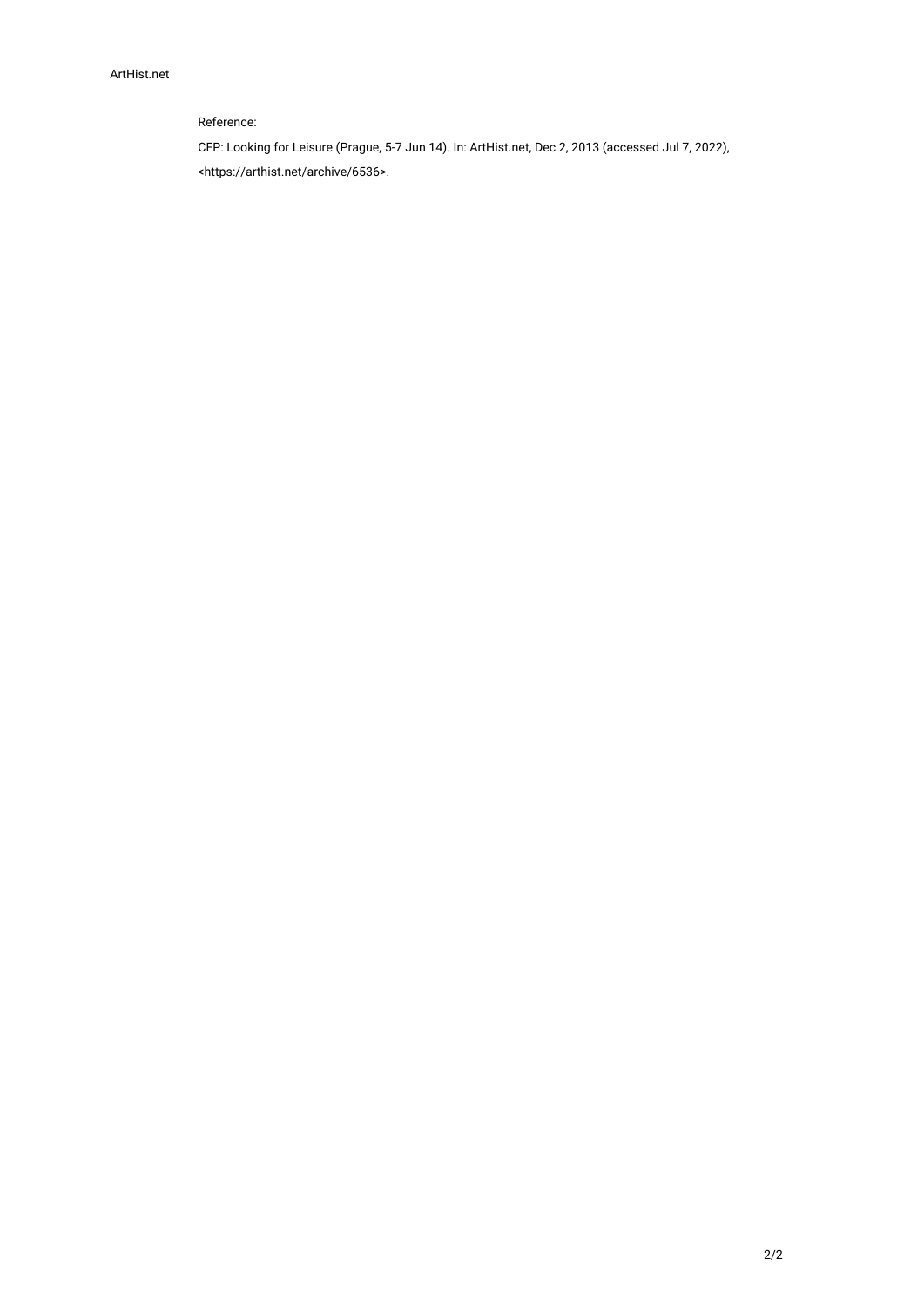Reference:

CFP: Looking for Leisure (Prague, 5-7 Jun 14). In: ArtHist.net, Dec 2, 2013 (accessed Jul 7, 2022), <https://arthist.net/archive/6536>.